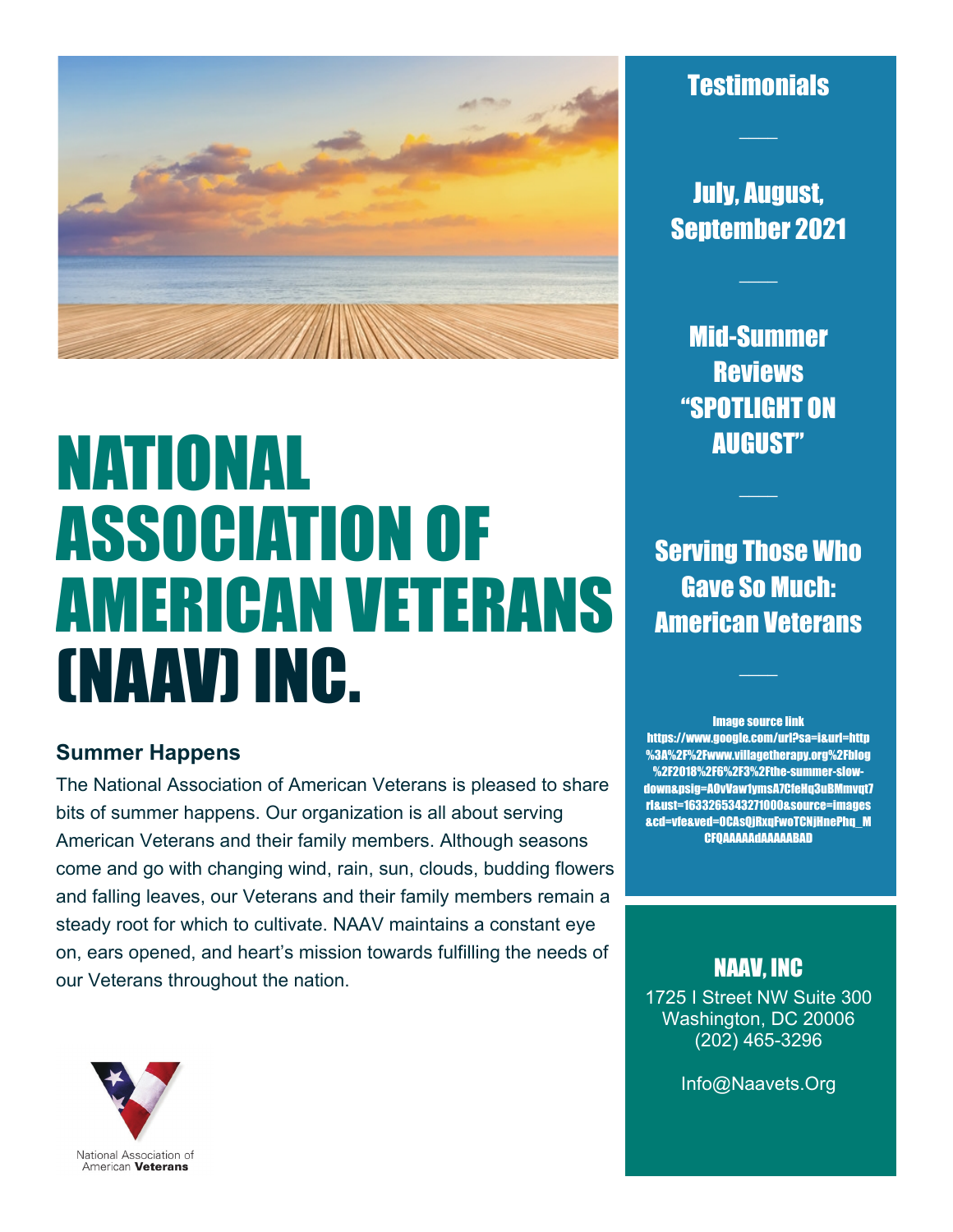# NATIONAL ASSOCIATION OF AMERICAN VETERANS (NAAV) INC.

## Summer Happens

The National Association of American Veterans is pleased to share bits of summer happens. Our organization is all about serving American Veterans and their family members. Although seasons come and go with changing wind, rain, sun, clouds, budding flowers and falling leaves, our Veterans and their family members remain a steady root for which to cultivate. NAAV maintains a constant eye on, ears opened, and heart's mission towards fulfilling the needs of our Veterans throughout the nation.

National Association of American **Veterans**

## Testimonials

## July, August, September 2021

## Mid-Summer Reviews "SPOTLIGHT ON AUGUST"

## Serving Those Who Gave So Much: American Veterans

Image source link
https://www.google.com/url?sa=i&url=http%3A%2F%2Fwww.villagetherapy.org%2Fblog%2F2018%2F6%2F3%2Fthe-summer-slow-down&psig=AOvVaw1ymsA7CfeHq3uBMmvqt7rl&ust=1633265343271000&source=images&cd=vfe&ved=0CAsQjRxqFwoTCNjHnePhq_MCFQAAAAAdAAAAABAD

## NAAV, INC

1725 I Street NW Suite 300
Washington, DC 20006
(202) 465-3296

Info@Naavets.Org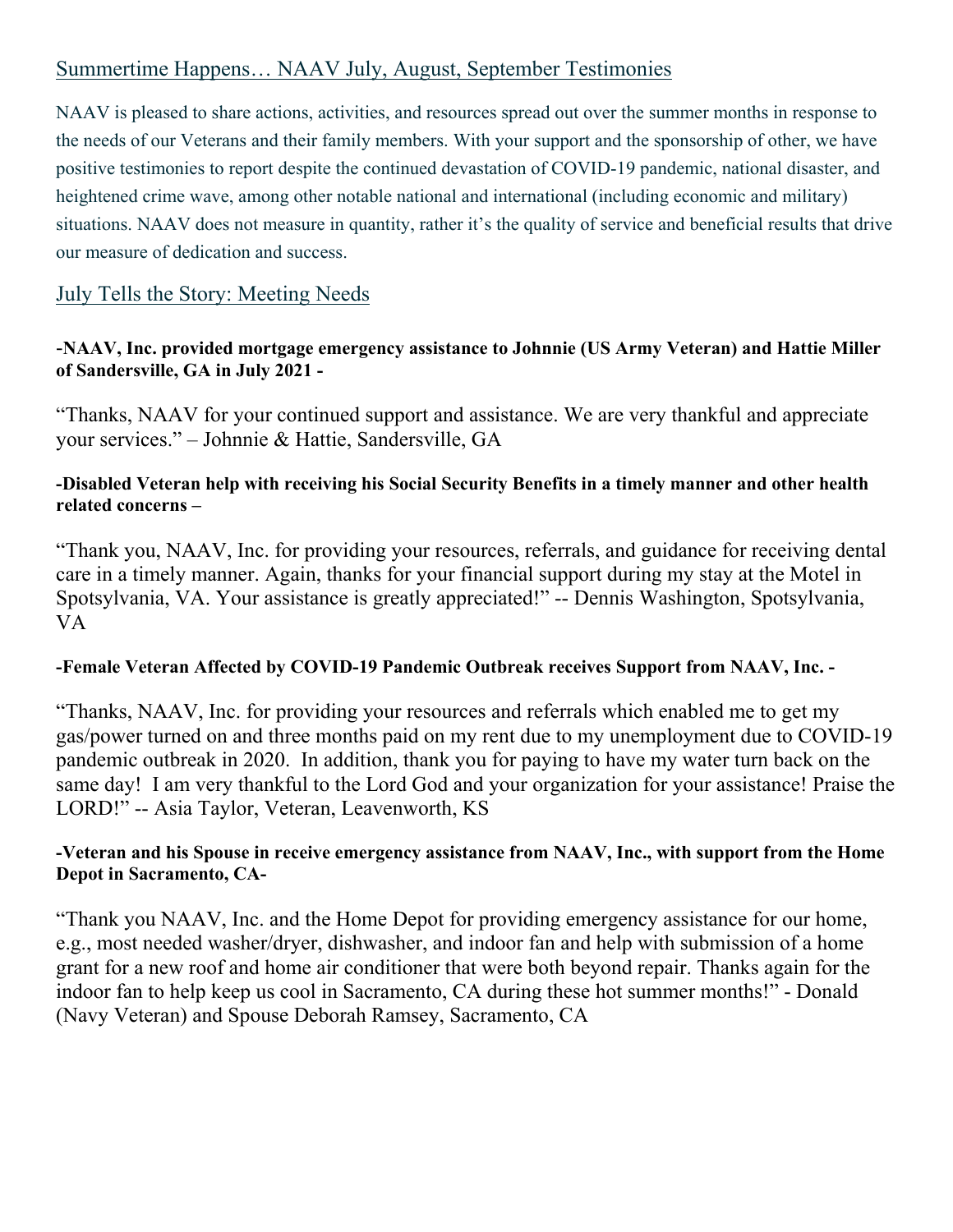## Summertime Happens… NAAV July, August, September Testimonies

NAAV is pleased to share actions, activities, and resources spread out over the summer months in response to the needs of our Veterans and their family members. With your support and the sponsorship of other, we have positive testimonies to report despite the continued devastation of COVID-19 pandemic, national disaster, and heightened crime wave, among other notable national and international (including economic and military) situations. NAAV does not measure in quantity, rather it's the quality of service and beneficial results that drive our measure of dedication and success.

## July Tells the Story: Meeting Needs

**-NAAV, Inc. provided mortgage emergency assistance to Johnnie (US Army Veteran) and Hattie Miller of Sandersville, GA in July 2021 -**

"Thanks, NAAV for your continued support and assistance. We are very thankful and appreciate your services." – Johnnie & Hattie, Sandersville, GA

**-Disabled Veteran help with receiving his Social Security Benefits in a timely manner and other health related concerns –**

"Thank you, NAAV, Inc. for providing your resources, referrals, and guidance for receiving dental care in a timely manner. Again, thanks for your financial support during my stay at the Motel in Spotsylvania, VA. Your assistance is greatly appreciated!" -- Dennis Washington, Spotsylvania, VA

**-Female Veteran Affected by COVID-19 Pandemic Outbreak receives Support from NAAV, Inc. -**

"Thanks, NAAV, Inc. for providing your resources and referrals which enabled me to get my gas/power turned on and three months paid on my rent due to my unemployment due to COVID-19 pandemic outbreak in 2020. In addition, thank you for paying to have my water turn back on the same day! I am very thankful to the Lord God and your organization for your assistance! Praise the LORD!" -- Asia Taylor, Veteran, Leavenworth, KS

**-Veteran and his Spouse in receive emergency assistance from NAAV, Inc., with support from the Home Depot in Sacramento, CA-**

"Thank you NAAV, Inc. and the Home Depot for providing emergency assistance for our home, e.g., most needed washer/dryer, dishwasher, and indoor fan and help with submission of a home grant for a new roof and home air conditioner that were both beyond repair. Thanks again for the indoor fan to help keep us cool in Sacramento, CA during these hot summer months!" - Donald (Navy Veteran) and Spouse Deborah Ramsey, Sacramento, CA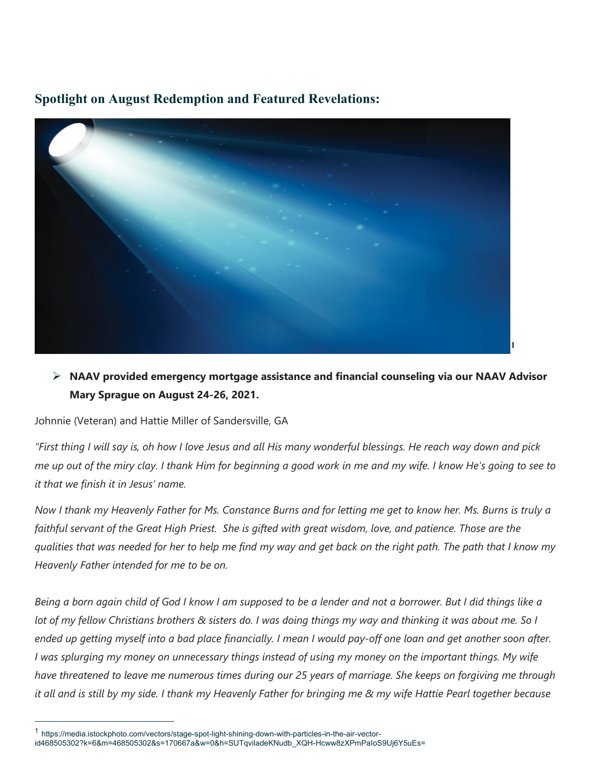## Spotlight on August Redemption and Featured Revelations:

[1]

- **NAAV provided emergency mortgage assistance and financial counseling via our NAAV Advisor Mary Sprague on August 24-26, 2021.**

Johnnie (Veteran) and Hattie Miller of Sandersville, GA

*"First thing I will say is, oh how I love Jesus and all His many wonderful blessings. He reach way down and pick me up out of the miry clay. I thank Him for beginning a good work in me and my wife. I know He's going to see to it that we finish it in Jesus' name.*

*Now I thank my Heavenly Father for Ms. Constance Burns and for letting me get to know her. Ms. Burns is truly a faithful servant of the Great High Priest. She is gifted with great wisdom, love, and patience. Those are the qualities that was needed for her to help me find my way and get back on the right path. The path that I know my Heavenly Father intended for me to be on.*

*Being a born again child of God I know I am supposed to be a lender and not a borrower. But I did things like a lot of my fellow Christians brothers & sisters do. I was doing things my way and thinking it was about me. So I ended up getting myself into a bad place financially. I mean I would pay-off one loan and get another soon after. I was splurging my money on unnecessary things instead of using my money on the important things. My wife have threatened to leave me numerous times during our 25 years of marriage. She keeps on forgiving me through it all and is still by my side. I thank my Heavenly Father for bringing me & my wife Hattie Pearl together because*

---

[1] https://media.istockphoto.com/vectors/stage-spot-light-shining-down-with-particles-in-the-air-vector-id468505302?k=6&m=468505302&s=170667a&w=0&h=SUTqviladeKNudb_XQH-Hcww8zXPmPaIoS9Uj6Y5uEs=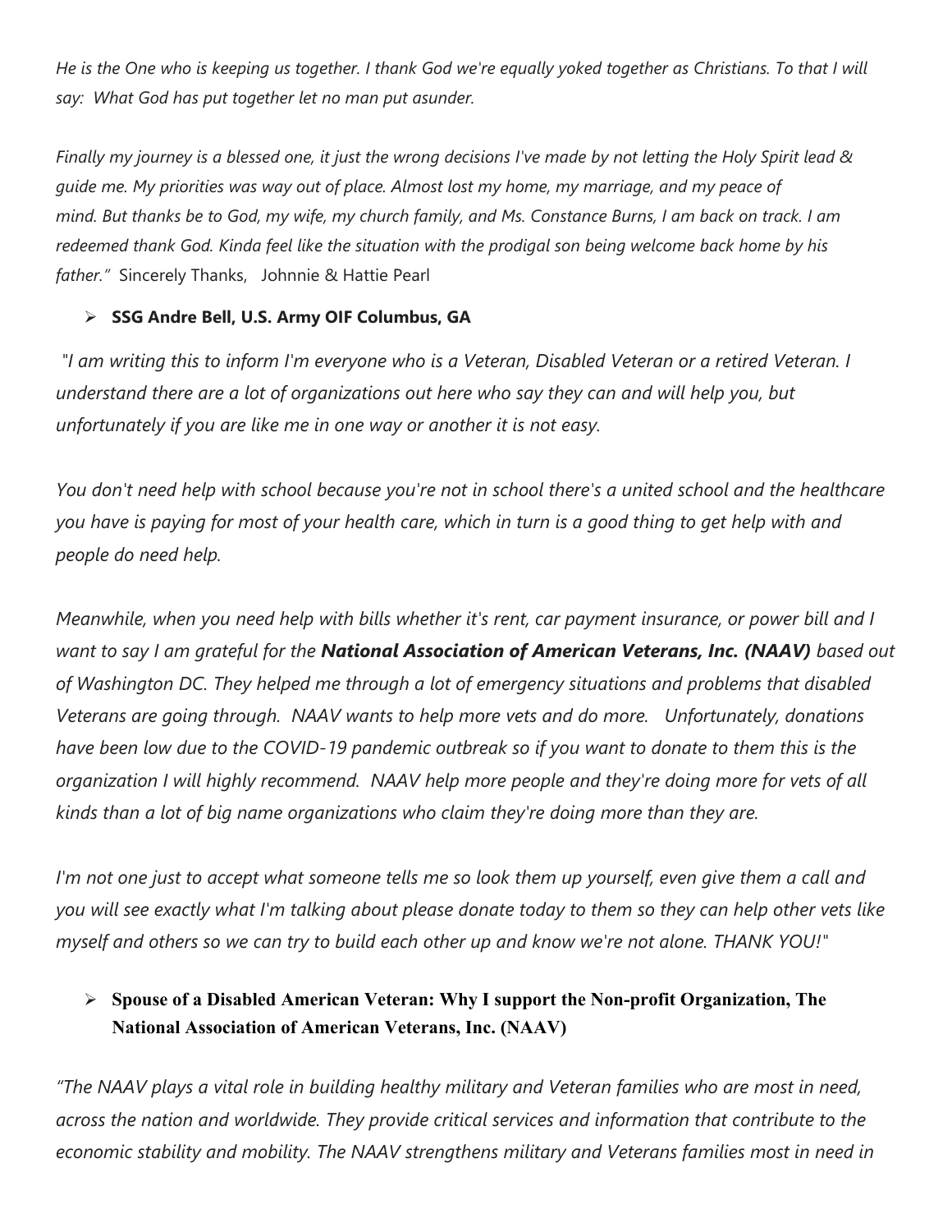*He is the One who is keeping us together. I thank God we're equally yoked together as Christians. To that I will say: What God has put together let no man put asunder.*

*Finally my journey is a blessed one, it just the wrong decisions I've made by not letting the Holy Spirit lead & guide me. My priorities was way out of place. Almost lost my home, my marriage, and my peace of mind. But thanks be to God, my wife, my church family, and Ms. Constance Burns, I am back on track. I am redeemed thank God. Kinda feel like the situation with the prodigal son being welcome back home by his father."* Sincerely Thanks, Johnnie & Hattie Pearl

- **SSG Andre Bell, U.S. Army OIF Columbus, GA**

*"I am writing this to inform I'm everyone who is a Veteran, Disabled Veteran or a retired Veteran. I understand there are a lot of organizations out here who say they can and will help you, but unfortunately if you are like me in one way or another it is not easy.*

*You don't need help with school because you're not in school there's a united school and the healthcare you have is paying for most of your health care, which in turn is a good thing to get help with and people do need help.*

*Meanwhile, when you need help with bills whether it's rent, car payment insurance, or power bill and I want to say I am grateful for the **National Association of American Veterans, Inc. (NAAV)** based out of Washington DC. They helped me through a lot of emergency situations and problems that disabled Veterans are going through. NAAV wants to help more vets and do more. Unfortunately, donations have been low due to the COVID-19 pandemic outbreak so if you want to donate to them this is the organization I will highly recommend. NAAV help more people and they're doing more for vets of all kinds than a lot of big name organizations who claim they're doing more than they are.*

*I'm not one just to accept what someone tells me so look them up yourself, even give them a call and you will see exactly what I'm talking about please donate today to them so they can help other vets like myself and others so we can try to build each other up and know we're not alone. THANK YOU!"*

- **Spouse of a Disabled American Veteran: Why I support the Non-profit Organization, The National Association of American Veterans, Inc. (NAAV)**

*"The NAAV plays a vital role in building healthy military and Veteran families who are most in need, across the nation and worldwide. They provide critical services and information that contribute to the economic stability and mobility. The NAAV strengthens military and Veterans families most in need in*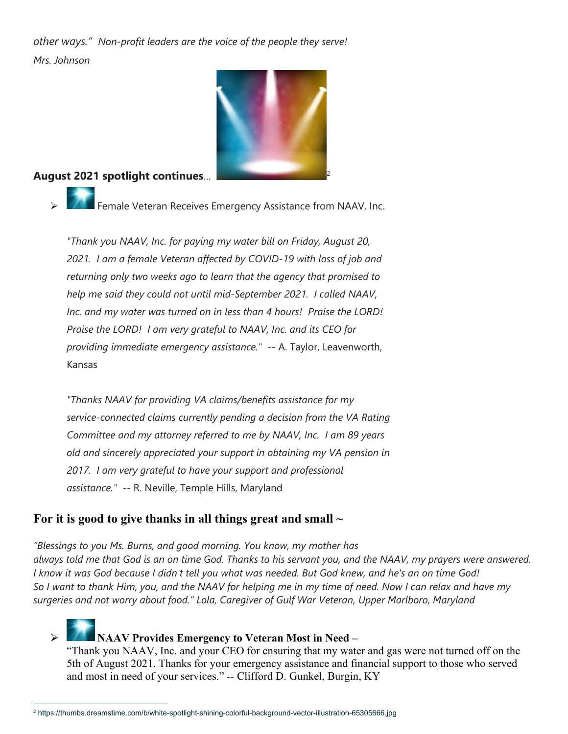*other ways." Non-profit leaders are the voice of the people they serve!*

*Mrs. Johnson*

**August 2021 spotlight continues**...[2]

- Female Veteran Receives Emergency Assistance from NAAV, Inc.

  *"Thank you NAAV, Inc. for paying my water bill on Friday, August 20, 2021. I am a female Veteran affected by COVID-19 with loss of job and returning only two weeks ago to learn that the agency that promised to help me said they could not until mid-September 2021. I called NAAV, Inc. and my water was turned on in less than 4 hours! Praise the LORD! Praise the LORD! I am very grateful to NAAV, Inc. and its CEO for providing immediate emergency assistance."* -- A. Taylor, Leavenworth, Kansas

  *"Thanks NAAV for providing VA claims/benefits assistance for my service-connected claims currently pending a decision from the VA Rating Committee and my attorney referred to me by NAAV, Inc. I am 89 years old and sincerely appreciated your support in obtaining my VA pension in 2017. I am very grateful to have your support and professional assistance."* -- R. Neville, Temple Hills, Maryland

## For it is good to give thanks in all things great and small ~

*"Blessings to you Ms. Burns, and good morning. You know, my mother has always told me that God is an on time God. Thanks to his servant you, and the NAAV, my prayers were answered. I know it was God because I didn't tell you what was needed. But God knew, and he's an on time God! So I want to thank Him, you, and the NAAV for helping me in my time of need. Now I can relax and have my surgeries and not worry about food." Lola, Caregiver of Gulf War Veteran, Upper Marlboro, Maryland*

- **NAAV Provides Emergency to Veteran Most in Need –**
  "Thank you NAAV, Inc. and your CEO for ensuring that my water and gas were not turned off on the 5th of August 2021. Thanks for your emergency assistance and financial support to those who served and most in need of your services." -- Clifford D. Gunkel, Burgin, KY

[2] https://thumbs.dreamstime.com/b/white-spotlight-shining-colorful-background-vector-illustration-65305666.jpg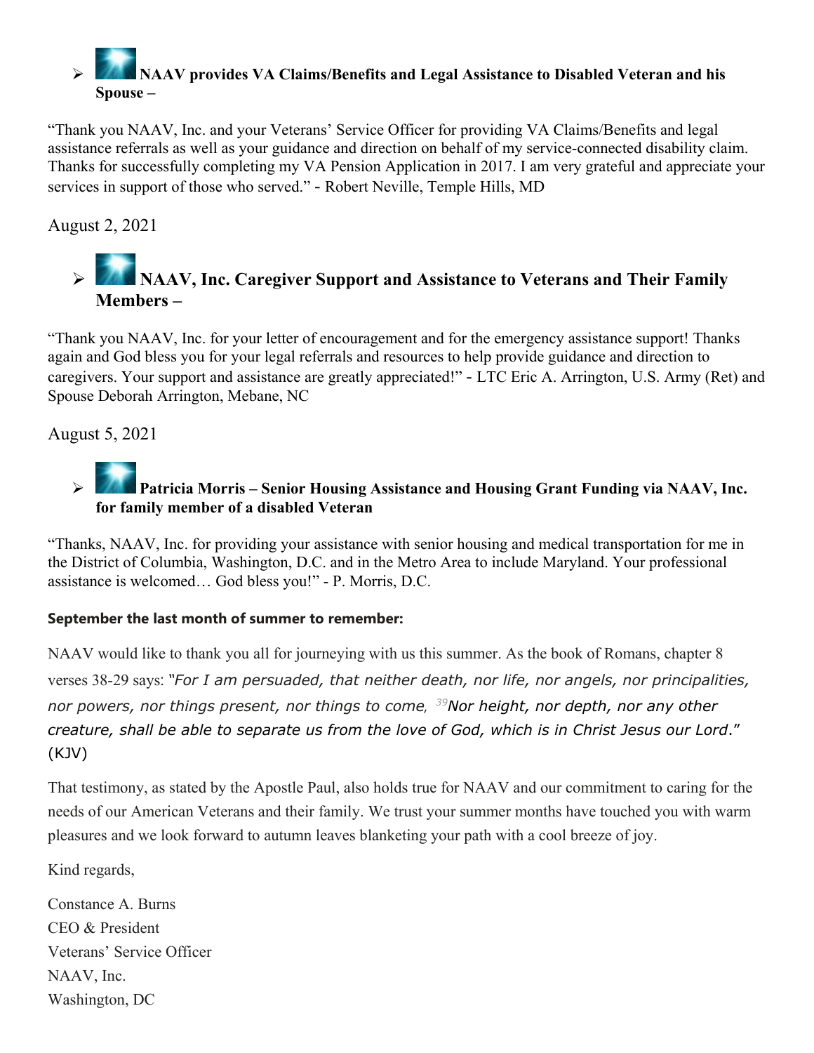- **NAAV provides VA Claims/Benefits and Legal Assistance to Disabled Veteran and his Spouse –**

"Thank you NAAV, Inc. and your Veterans' Service Officer for providing VA Claims/Benefits and legal assistance referrals as well as your guidance and direction on behalf of my service-connected disability claim. Thanks for successfully completing my VA Pension Application in 2017. I am very grateful and appreciate your services in support of those who served." - Robert Neville, Temple Hills, MD

August 2, 2021

- **NAAV, Inc. Caregiver Support and Assistance to Veterans and Their Family Members –**

"Thank you NAAV, Inc. for your letter of encouragement and for the emergency assistance support! Thanks again and God bless you for your legal referrals and resources to help provide guidance and direction to caregivers. Your support and assistance are greatly appreciated!" - LTC Eric A. Arrington, U.S. Army (Ret) and Spouse Deborah Arrington, Mebane, NC

August 5, 2021

- **Patricia Morris – Senior Housing Assistance and Housing Grant Funding via NAAV, Inc. for family member of a disabled Veteran**

"Thanks, NAAV, Inc. for providing your assistance with senior housing and medical transportation for me in the District of Columbia, Washington, D.C. and in the Metro Area to include Maryland. Your professional assistance is welcomed… God bless you!" - P. Morris, D.C.

**September the last month of summer to remember:**

NAAV would like to thank you all for journeying with us this summer. As the book of Romans, chapter 8 verses 38-29 says: "*For I am persuaded, that neither death, nor life, nor angels, nor principalities, nor powers, nor things present, nor things to come,* [39]*Nor height, nor depth, nor any other creature, shall be able to separate us from the love of God, which is in Christ Jesus our Lord*." (KJV)

That testimony, as stated by the Apostle Paul, also holds true for NAAV and our commitment to caring for the needs of our American Veterans and their family. We trust your summer months have touched you with warm pleasures and we look forward to autumn leaves blanketing your path with a cool breeze of joy.

Kind regards,

Constance A. Burns
CEO & President
Veterans' Service Officer
NAAV, Inc.
Washington, DC